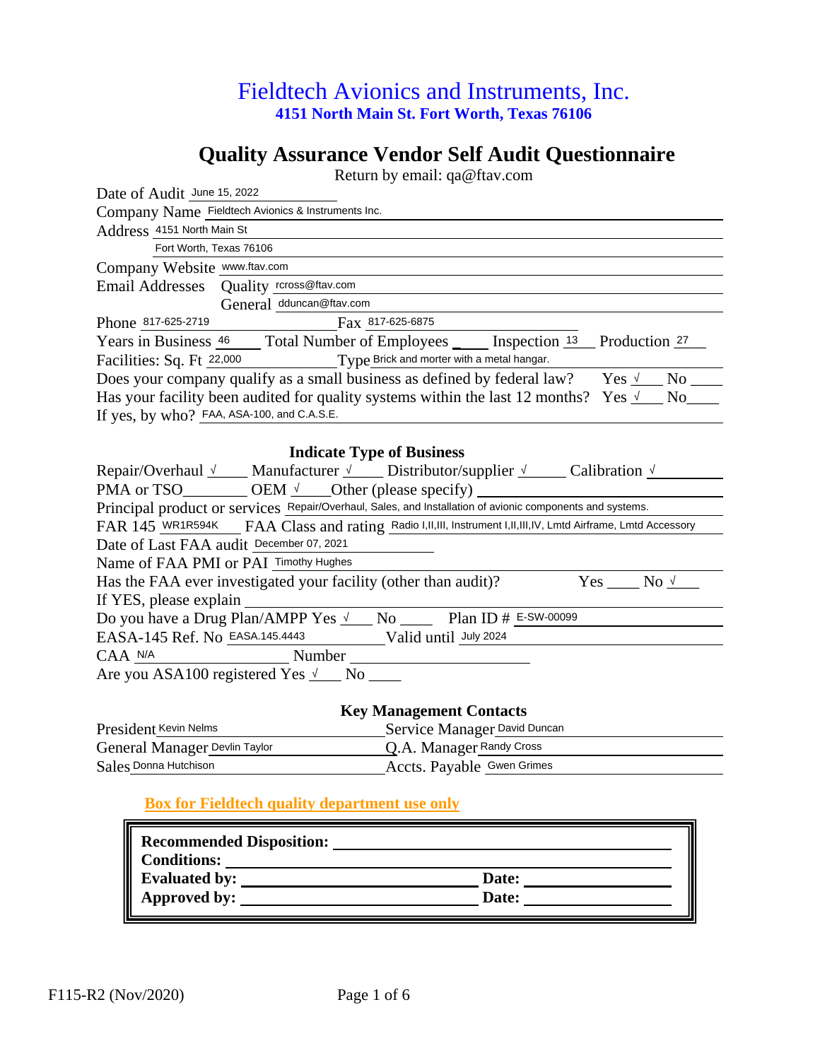# Fieldtech Avionics and Instruments, Inc.

**4151 North Main St. Fort Worth, Texas 76106**

## Quality Assurance Vendor Self Audit Questionnaire

Return by email: qa@ftav.com

Date of Audit: June 15, 2022

Company Name: Fieldtech Avionics & Instruments Inc.

Address: 4151 North Main St
Fort Worth, Texas 76106

Company Website: www.ftav.com

Email Addresses: Quality: rcross@ftav.com
General: dduncan@ftav.com

Phone: 817-625-2719 Fax: 817-625-6875

Years in Business: 46 Total Number of Employees: _ Inspection: 13 Production: 27

Facilities: Sq. Ft: 22,000 Type: Brick and morter with a metal hangar.

Does your company qualify as a small business as defined by federal law? Yes √ No ____

Has your facility been audited for quality systems within the last 12 months? Yes √ No ____

If yes, by who? FAA, ASA-100, and C.A.S.E.

### Indicate Type of Business

Repair/Overhaul √ Manufacturer √ Distributor/supplier √ Calibration √

PMA or TSO ________ OEM √ Other (please specify) ________

Principal product or services: Repair/Overhaul, Sales, and Installation of avionic components and systems.

FAR 145: WR1R594K FAA Class and rating: Radio I,II,III, Instrument I,II,III,IV, Lmtd Airframe, Lmtd Accessory

Date of Last FAA audit: December 07, 2021

Name of FAA PMI or PAI: Timothy Hughes

Has the FAA ever investigated your facility (other than audit)? Yes ____ No √

If YES, please explain ________

Do you have a Drug Plan/AMPP Yes √ No ____ Plan ID #: E-SW-00099

EASA-145 Ref. No: EASA.145.4443 Valid until: July 2024

CAA: N/A Number: ________

Are you ASA100 registered Yes √ No ____

### Key Management Contacts

| | |
|---|---|
| President: Kevin Nelms | Service Manager: David Duncan |
| General Manager: Devlin Taylor | Q.A. Manager: Randy Cross |
| Sales: Donna Hutchison | Accts. Payable: Gwen Grimes |

**Box for Fieldtech quality department use only**

**Recommended Disposition:** ________

**Conditions:** ________

**Evaluated by:** ________ **Date:** ________

**Approved by:** ________ **Date:** ________

F115-R2 (Nov/2020)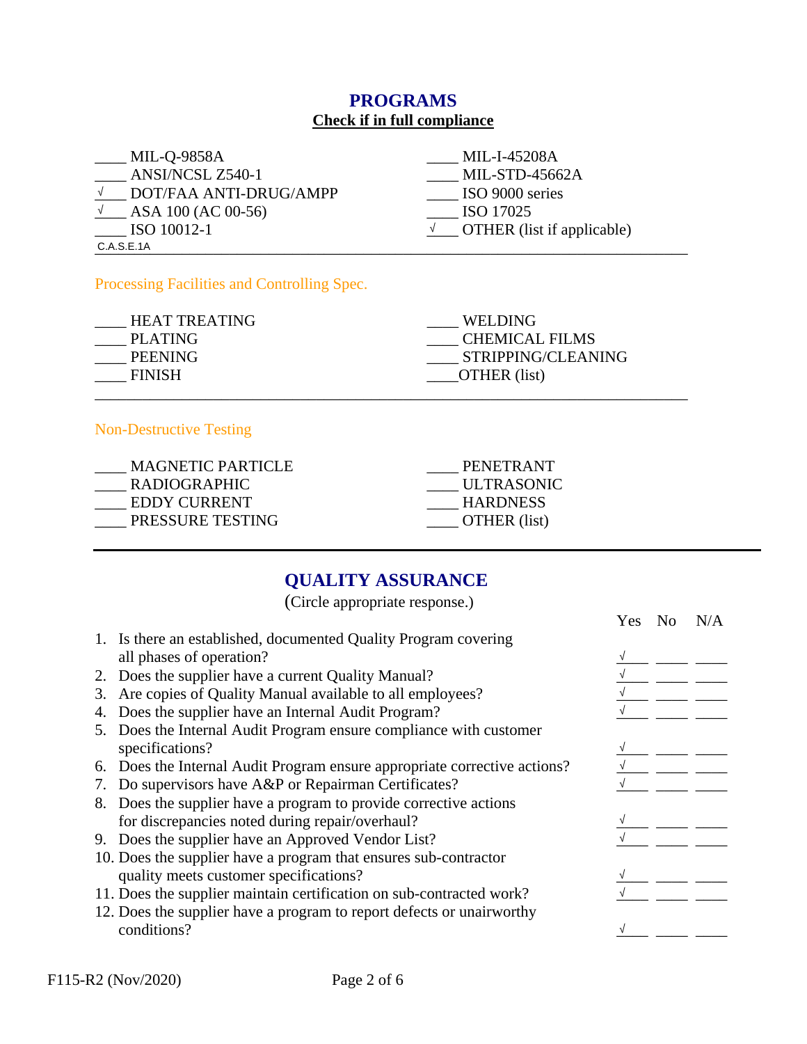## PROGRAMS

**Check if in full compliance**

| | |
|---|---|
| ____ MIL-Q-9858A | ____ MIL-I-45208A |
| ____ ANSI/NCSL Z540-1 | ____ MIL-STD-45662A |
| √____ DOT/FAA ANTI-DRUG/AMPP | ____ ISO 9000 series |
| √____ ASA 100 (AC 00-56) | ____ ISO 17025 |
| ____ ISO 10012-1 | √____ OTHER (list if applicable) |

C.A.S.E.1A

### Processing Facilities and Controlling Spec.

| | |
|---|---|
| ____ HEAT TREATING | ____ WELDING |
| ____ PLATING | ____ CHEMICAL FILMS |
| ____ PEENING | ____ STRIPPING/CLEANING |
| ____ FINISH | ____ OTHER (list) |

### Non-Destructive Testing

| | |
|---|---|
| ____ MAGNETIC PARTICLE | ____ PENETRANT |
| ____ RADIOGRAPHIC | ____ ULTRASONIC |
| ____ EDDY CURRENT | ____ HARDNESS |
| ____ PRESSURE TESTING | ____ OTHER (list) |

## QUALITY ASSURANCE

(Circle appropriate response.)

| | Yes | No | N/A |
|---|---|---|---|
| 1. Is there an established, documented Quality Program covering all phases of operation? | √ | | |
| 2. Does the supplier have a current Quality Manual? | √ | | |
| 3. Are copies of Quality Manual available to all employees? | √ | | |
| 4. Does the supplier have an Internal Audit Program? | √ | | |
| 5. Does the Internal Audit Program ensure compliance with customer specifications? | √ | | |
| 6. Does the Internal Audit Program ensure appropriate corrective actions? | √ | | |
| 7. Do supervisors have A&P or Repairman Certificates? | √ | | |
| 8. Does the supplier have a program to provide corrective actions for discrepancies noted during repair/overhaul? | √ | | |
| 9. Does the supplier have an Approved Vendor List? | √ | | |
| 10. Does the supplier have a program that ensures sub-contractor quality meets customer specifications? | √ | | |
| 11. Does the supplier maintain certification on sub-contracted work? | √ | | |
| 12. Does the supplier have a program to report defects or unairworthy conditions? | √ | | |

F115-R2 (Nov/2020)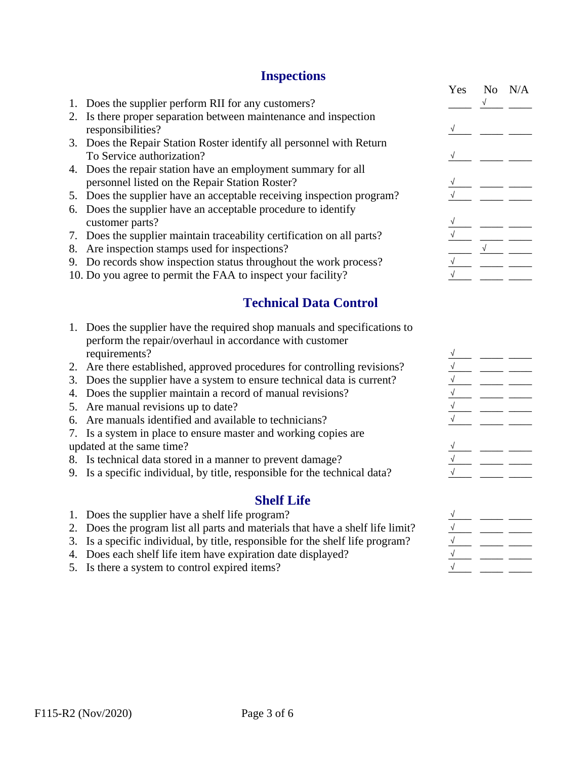## Inspections

| | Yes | No | N/A |
|---|---|---|---|
| 1. Does the supplier perform RII for any customers? | | √ | |
| 2. Is there proper separation between maintenance and inspection responsibilities? | √ | | |
| 3. Does the Repair Station Roster identify all personnel with Return To Service authorization? | √ | | |
| 4. Does the repair station have an employment summary for all personnel listed on the Repair Station Roster? | √ | | |
| 5. Does the supplier have an acceptable receiving inspection program? | √ | | |
| 6. Does the supplier have an acceptable procedure to identify customer parts? | √ | | |
| 7. Does the supplier maintain traceability certification on all parts? | √ | | |
| 8. Are inspection stamps used for inspections? | | √ | |
| 9. Do records show inspection status throughout the work process? | √ | | |
| 10. Do you agree to permit the FAA to inspect your facility? | √ | | |

## Technical Data Control

| | Yes | No | N/A |
|---|---|---|---|
| 1. Does the supplier have the required shop manuals and specifications to perform the repair/overhaul in accordance with customer requirements? | √ | | |
| 2. Are there established, approved procedures for controlling revisions? | √ | | |
| 3. Does the supplier have a system to ensure technical data is current? | √ | | |
| 4. Does the supplier maintain a record of manual revisions? | √ | | |
| 5. Are manual revisions up to date? | √ | | |
| 6. Are manuals identified and available to technicians? | √ | | |
| 7. Is a system in place to ensure master and working copies are updated at the same time? | √ | | |
| 8. Is technical data stored in a manner to prevent damage? | √ | | |
| 9. Is a specific individual, by title, responsible for the technical data? | √ | | |

## Shelf Life

| | Yes | No | N/A |
|---|---|---|---|
| 1. Does the supplier have a shelf life program? | √ | | |
| 2. Does the program list all parts and materials that have a shelf life limit? | √ | | |
| 3. Is a specific individual, by title, responsible for the shelf life program? | √ | | |
| 4. Does each shelf life item have expiration date displayed? | √ | | |
| 5. Is there a system to control expired items? | √ | | |

F115-R2 (Nov/2020)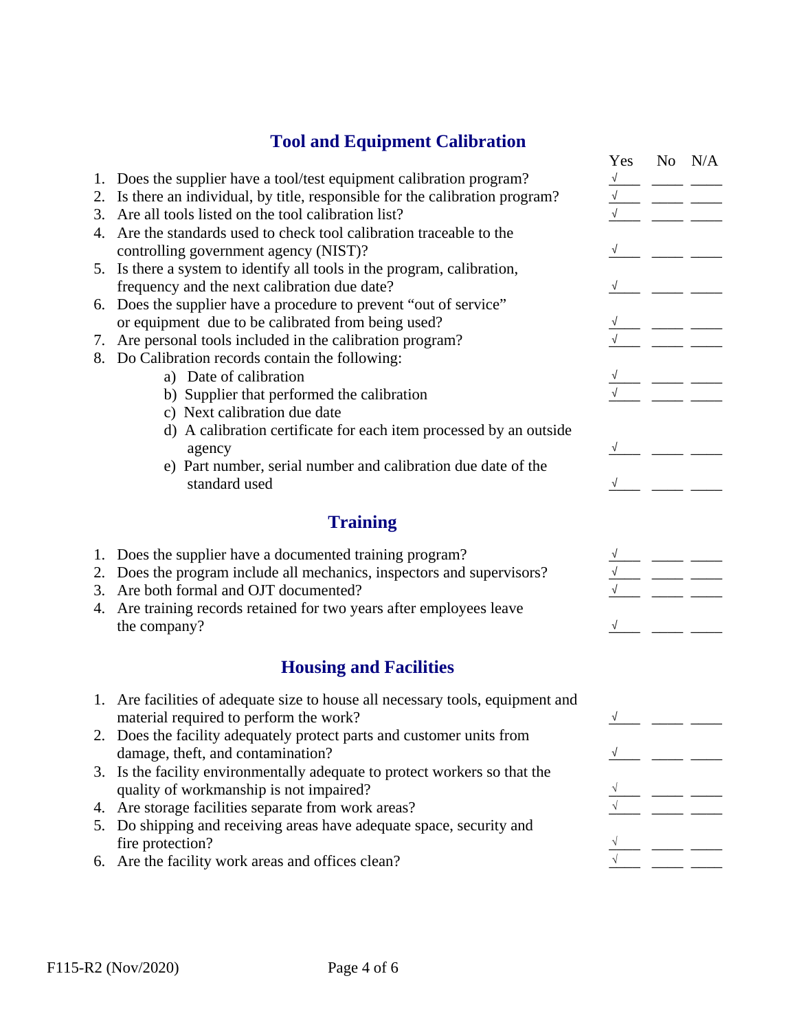## Tool and Equipment Calibration

| | Yes | No | N/A |
|---|---|---|---|
| 1. Does the supplier have a tool/test equipment calibration program? | √ | | |
| 2. Is there an individual, by title, responsible for the calibration program? | √ | | |
| 3. Are all tools listed on the tool calibration list? | √ | | |
| 4. Are the standards used to check tool calibration traceable to the controlling government agency (NIST)? | √ | | |
| 5. Is there a system to identify all tools in the program, calibration, frequency and the next calibration due date? | √ | | |
| 6. Does the supplier have a procedure to prevent "out of service" or equipment due to be calibrated from being used? | √ | | |
| 7. Are personal tools included in the calibration program? | √ | | |
| 8. Do Calibration records contain the following: | | | |
| a) Date of calibration | √ | | |
| b) Supplier that performed the calibration | √ | | |
| c) Next calibration due date | | | |
| d) A calibration certificate for each item processed by an outside agency | √ | | |
| e) Part number, serial number and calibration due date of the standard used | √ | | |

## Training

| | Yes | No | N/A |
|---|---|---|---|
| 1. Does the supplier have a documented training program? | √ | | |
| 2. Does the program include all mechanics, inspectors and supervisors? | √ | | |
| 3. Are both formal and OJT documented? | √ | | |
| 4. Are training records retained for two years after employees leave the company? | √ | | |

## Housing and Facilities

| | Yes | No | N/A |
|---|---|---|---|
| 1. Are facilities of adequate size to house all necessary tools, equipment and material required to perform the work? | √ | | |
| 2. Does the facility adequately protect parts and customer units from damage, theft, and contamination? | √ | | |
| 3. Is the facility environmentally adequate to protect workers so that the quality of workmanship is not impaired? | √ | | |
| 4. Are storage facilities separate from work areas? | √ | | |
| 5. Do shipping and receiving areas have adequate space, security and fire protection? | √ | | |
| 6. Are the facility work areas and offices clean? | √ | | |

F115-R2 (Nov/2020)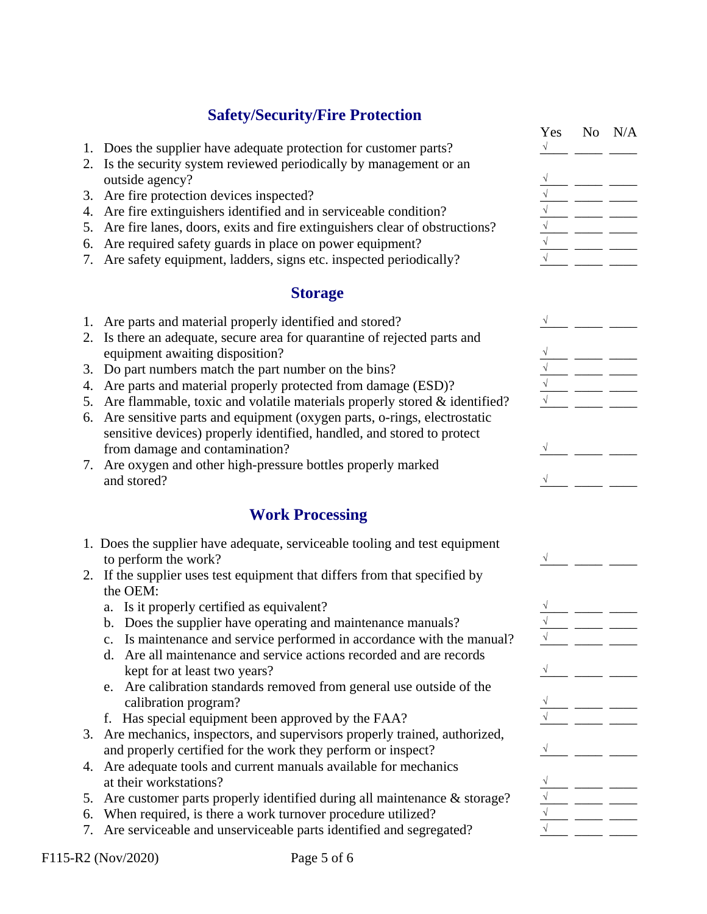## Safety/Security/Fire Protection

| | Yes | No | N/A |
|---|---|---|---|
| 1. Does the supplier have adequate protection for customer parts? | √ | | |
| 2. Is the security system reviewed periodically by management or an outside agency? | √ | | |
| 3. Are fire protection devices inspected? | √ | | |
| 4. Are fire extinguishers identified and in serviceable condition? | √ | | |
| 5. Are fire lanes, doors, exits and fire extinguishers clear of obstructions? | √ | | |
| 6. Are required safety guards in place on power equipment? | √ | | |
| 7. Are safety equipment, ladders, signs etc. inspected periodically? | √ | | |

## Storage

| | Yes | No | N/A |
|---|---|---|---|
| 1. Are parts and material properly identified and stored? | √ | | |
| 2. Is there an adequate, secure area for quarantine of rejected parts and equipment awaiting disposition? | √ | | |
| 3. Do part numbers match the part number on the bins? | √ | | |
| 4. Are parts and material properly protected from damage (ESD)? | √ | | |
| 5. Are flammable, toxic and volatile materials properly stored & identified? | √ | | |
| 6. Are sensitive parts and equipment (oxygen parts, o-rings, electrostatic sensitive devices) properly identified, handled, and stored to protect from damage and contamination? | √ | | |
| 7. Are oxygen and other high-pressure bottles properly marked and stored? | √ | | |

## Work Processing

| | Yes | No | N/A |
|---|---|---|---|
| 1. Does the supplier have adequate, serviceable tooling and test equipment to perform the work? | √ | | |
| 2. If the supplier uses test equipment that differs from that specified by the OEM: | | | |
| a. Is it properly certified as equivalent? | √ | | |
| b. Does the supplier have operating and maintenance manuals? | √ | | |
| c. Is maintenance and service performed in accordance with the manual? | √ | | |
| d. Are all maintenance and service actions recorded and are records kept for at least two years? | √ | | |
| e. Are calibration standards removed from general use outside of the calibration program? | √ | | |
| f. Has special equipment been approved by the FAA? | √ | | |
| 3. Are mechanics, inspectors, and supervisors properly trained, authorized, and properly certified for the work they perform or inspect? | √ | | |
| 4. Are adequate tools and current manuals available for mechanics at their workstations? | √ | | |
| 5. Are customer parts properly identified during all maintenance & storage? | √ | | |
| 6. When required, is there a work turnover procedure utilized? | √ | | |
| 7. Are serviceable and unserviceable parts identified and segregated? | √ | | |

F115-R2 (Nov/2020)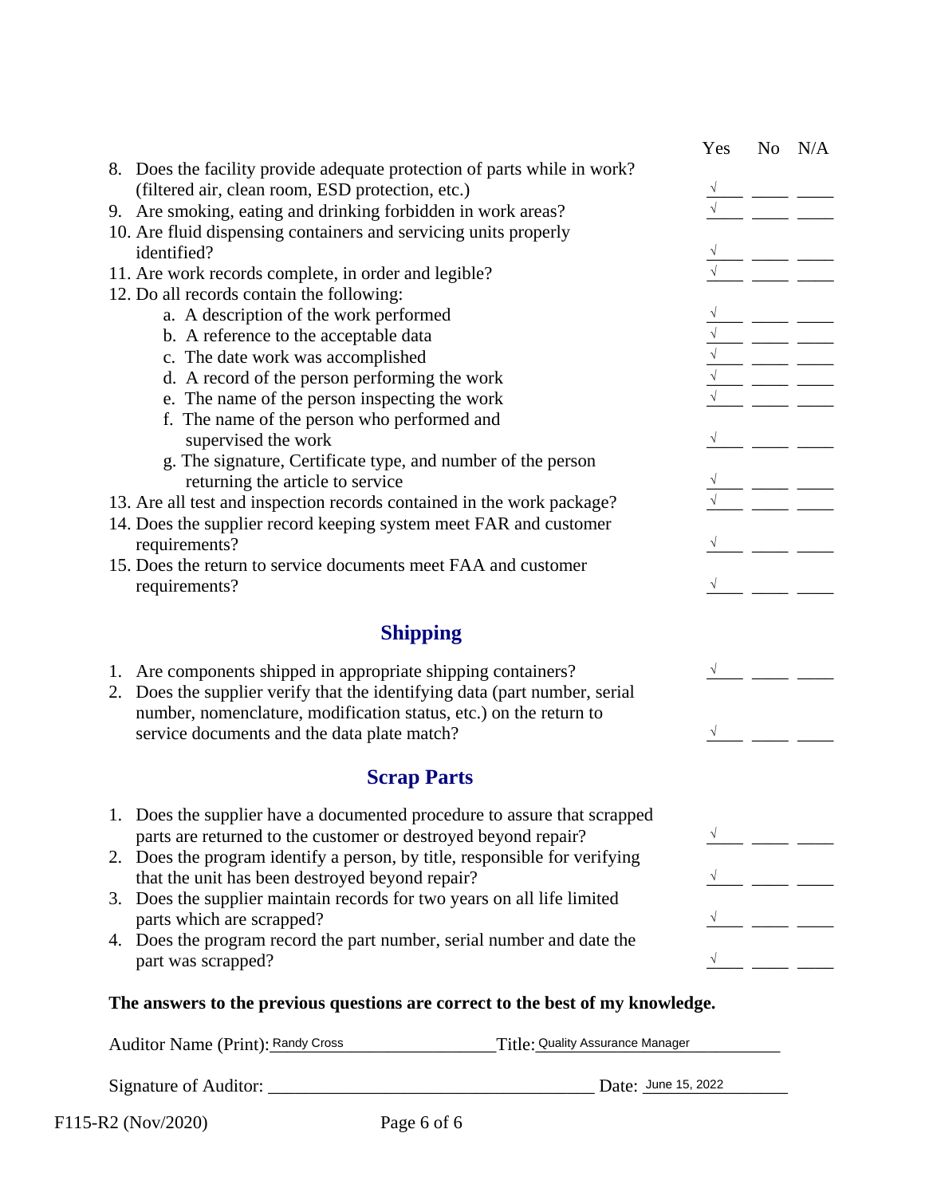| | Yes | No | N/A |
|---|---|---|---|
| 8. Does the facility provide adequate protection of parts while in work? (filtered air, clean room, ESD protection, etc.) | √ | | |
| 9. Are smoking, eating and drinking forbidden in work areas? | √ | | |
| 10. Are fluid dispensing containers and servicing units properly identified? | √ | | |
| 11. Are work records complete, in order and legible? | √ | | |
| 12. Do all records contain the following: | | | |
| a. A description of the work performed | √ | | |
| b. A reference to the acceptable data | √ | | |
| c. The date work was accomplished | √ | | |
| d. A record of the person performing the work | √ | | |
| e. The name of the person inspecting the work | √ | | |
| f. The name of the person who performed and supervised the work | √ | | |
| g. The signature, Certificate type, and number of the person returning the article to service | √ | | |
| 13. Are all test and inspection records contained in the work package? | √ | | |
| 14. Does the supplier record keeping system meet FAR and customer requirements? | √ | | |
| 15. Does the return to service documents meet FAA and customer requirements? | √ | | |

## Shipping

| | Yes | No | N/A |
|---|---|---|---|
| 1. Are components shipped in appropriate shipping containers? | √ | | |
| 2. Does the supplier verify that the identifying data (part number, serial number, nomenclature, modification status, etc.) on the return to service documents and the data plate match? | √ | | |

## Scrap Parts

| | Yes | No | N/A |
|---|---|---|---|
| 1. Does the supplier have a documented procedure to assure that scrapped parts are returned to the customer or destroyed beyond repair? | √ | | |
| 2. Does the program identify a person, by title, responsible for verifying that the unit has been destroyed beyond repair? | √ | | |
| 3. Does the supplier maintain records for two years on all life limited parts which are scrapped? | √ | | |
| 4. Does the program record the part number, serial number and date the part was scrapped? | √ | | |

**The answers to the previous questions are correct to the best of my knowledge.**

Auditor Name (Print): Randy Cross Title: Quality Assurance Manager

Signature of Auditor: ____________________ Date: June 15, 2022

F115-R2 (Nov/2020)